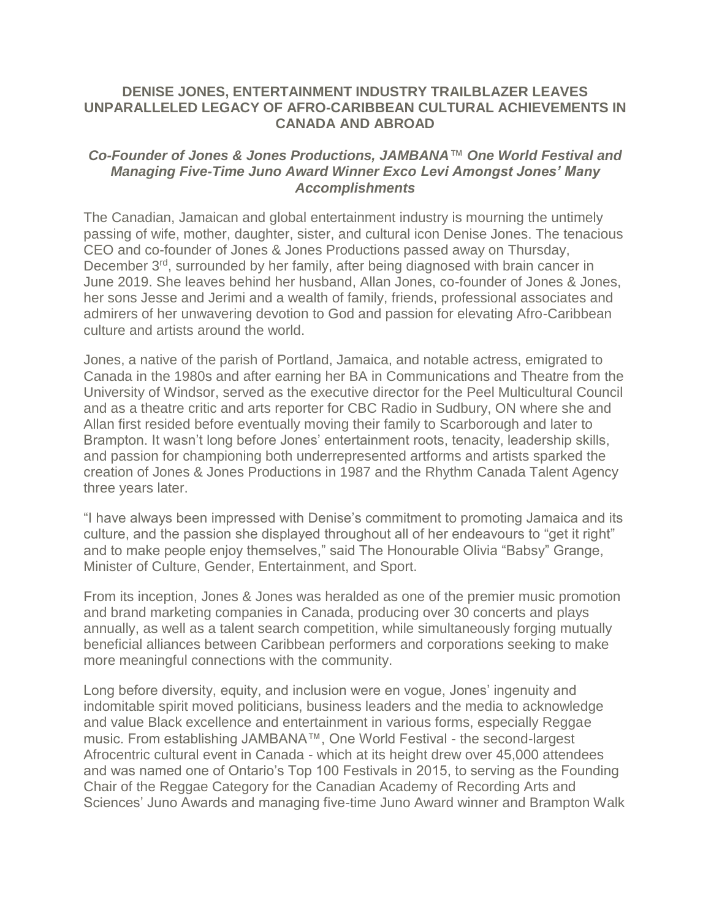# DENISE JONES, ENTERTAINMENT INDUSTRY TRAILBLAZER LEAVES UNPARALLELED LEGACY OF AFRO-CARIBBEAN CULTURAL ACHIEVEMENTS IN CANADA AND ABROAD

***Co-Founder of Jones & Jones Productions, JAMBANA™ One World Festival and Managing Five-Time Juno Award Winner Exco Levi Amongst Jones' Many Accomplishments***

The Canadian, Jamaican and global entertainment industry is mourning the untimely passing of wife, mother, daughter, sister, and cultural icon Denise Jones. The tenacious CEO and co-founder of Jones & Jones Productions passed away on Thursday, December 3rd, surrounded by her family, after being diagnosed with brain cancer in June 2019. She leaves behind her husband, Allan Jones, co-founder of Jones & Jones, her sons Jesse and Jerimi and a wealth of family, friends, professional associates and admirers of her unwavering devotion to God and passion for elevating Afro-Caribbean culture and artists around the world.

Jones, a native of the parish of Portland, Jamaica, and notable actress, emigrated to Canada in the 1980s and after earning her BA in Communications and Theatre from the University of Windsor, served as the executive director for the Peel Multicultural Council and as a theatre critic and arts reporter for CBC Radio in Sudbury, ON where she and Allan first resided before eventually moving their family to Scarborough and later to Brampton. It wasn't long before Jones' entertainment roots, tenacity, leadership skills, and passion for championing both underrepresented artforms and artists sparked the creation of Jones & Jones Productions in 1987 and the Rhythm Canada Talent Agency three years later.

"I have always been impressed with Denise's commitment to promoting Jamaica and its culture, and the passion she displayed throughout all of her endeavours to "get it right" and to make people enjoy themselves," said The Honourable Olivia "Babsy" Grange, Minister of Culture, Gender, Entertainment, and Sport.

From its inception, Jones & Jones was heralded as one of the premier music promotion and brand marketing companies in Canada, producing over 30 concerts and plays annually, as well as a talent search competition, while simultaneously forging mutually beneficial alliances between Caribbean performers and corporations seeking to make more meaningful connections with the community.

Long before diversity, equity, and inclusion were en vogue, Jones' ingenuity and indomitable spirit moved politicians, business leaders and the media to acknowledge and value Black excellence and entertainment in various forms, especially Reggae music. From establishing JAMBANA™, One World Festival - the second-largest Afrocentric cultural event in Canada - which at its height drew over 45,000 attendees and was named one of Ontario's Top 100 Festivals in 2015, to serving as the Founding Chair of the Reggae Category for the Canadian Academy of Recording Arts and Sciences' Juno Awards and managing five-time Juno Award winner and Brampton Walk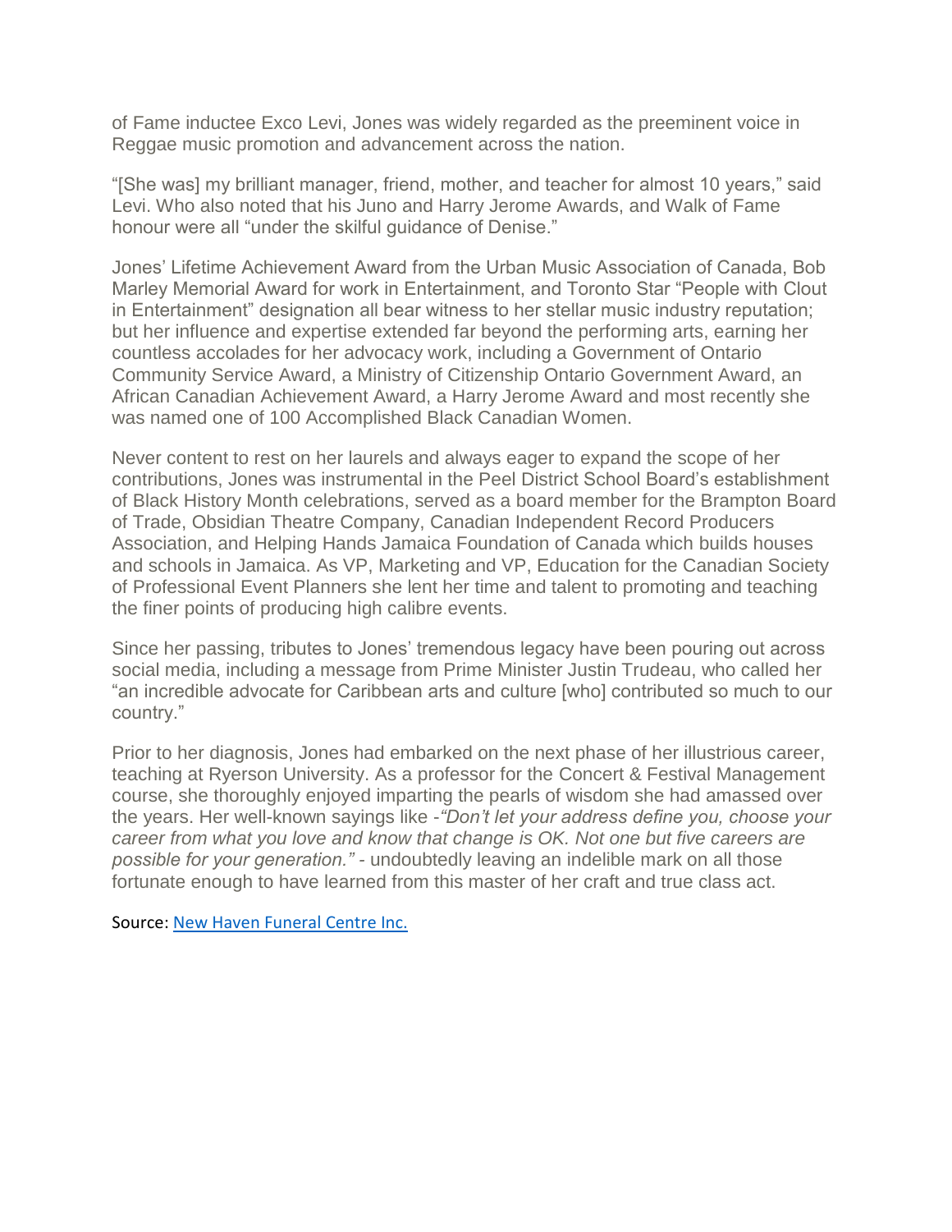of Fame inductee Exco Levi, Jones was widely regarded as the preeminent voice in Reggae music promotion and advancement across the nation.

"[She was] my brilliant manager, friend, mother, and teacher for almost 10 years," said Levi. Who also noted that his Juno and Harry Jerome Awards, and Walk of Fame honour were all "under the skilful guidance of Denise."

Jones' Lifetime Achievement Award from the Urban Music Association of Canada, Bob Marley Memorial Award for work in Entertainment, and Toronto Star "People with Clout in Entertainment" designation all bear witness to her stellar music industry reputation; but her influence and expertise extended far beyond the performing arts, earning her countless accolades for her advocacy work, including a Government of Ontario Community Service Award, a Ministry of Citizenship Ontario Government Award, an African Canadian Achievement Award, a Harry Jerome Award and most recently she was named one of 100 Accomplished Black Canadian Women.

Never content to rest on her laurels and always eager to expand the scope of her contributions, Jones was instrumental in the Peel District School Board's establishment of Black History Month celebrations, served as a board member for the Brampton Board of Trade, Obsidian Theatre Company, Canadian Independent Record Producers Association, and Helping Hands Jamaica Foundation of Canada which builds houses and schools in Jamaica. As VP, Marketing and VP, Education for the Canadian Society of Professional Event Planners she lent her time and talent to promoting and teaching the finer points of producing high calibre events.

Since her passing, tributes to Jones' tremendous legacy have been pouring out across social media, including a message from Prime Minister Justin Trudeau, who called her "an incredible advocate for Caribbean arts and culture [who] contributed so much to our country."

Prior to her diagnosis, Jones had embarked on the next phase of her illustrious career, teaching at Ryerson University. As a professor for the Concert & Festival Management course, she thoroughly enjoyed imparting the pearls of wisdom she had amassed over the years. Her well-known sayings like -*"Don't let your address define you, choose your career from what you love and know that change is OK. Not one but five careers are possible for your generation."* - undoubtedly leaving an indelible mark on all those fortunate enough to have learned from this master of her craft and true class act.

Source: New Haven Funeral Centre Inc.